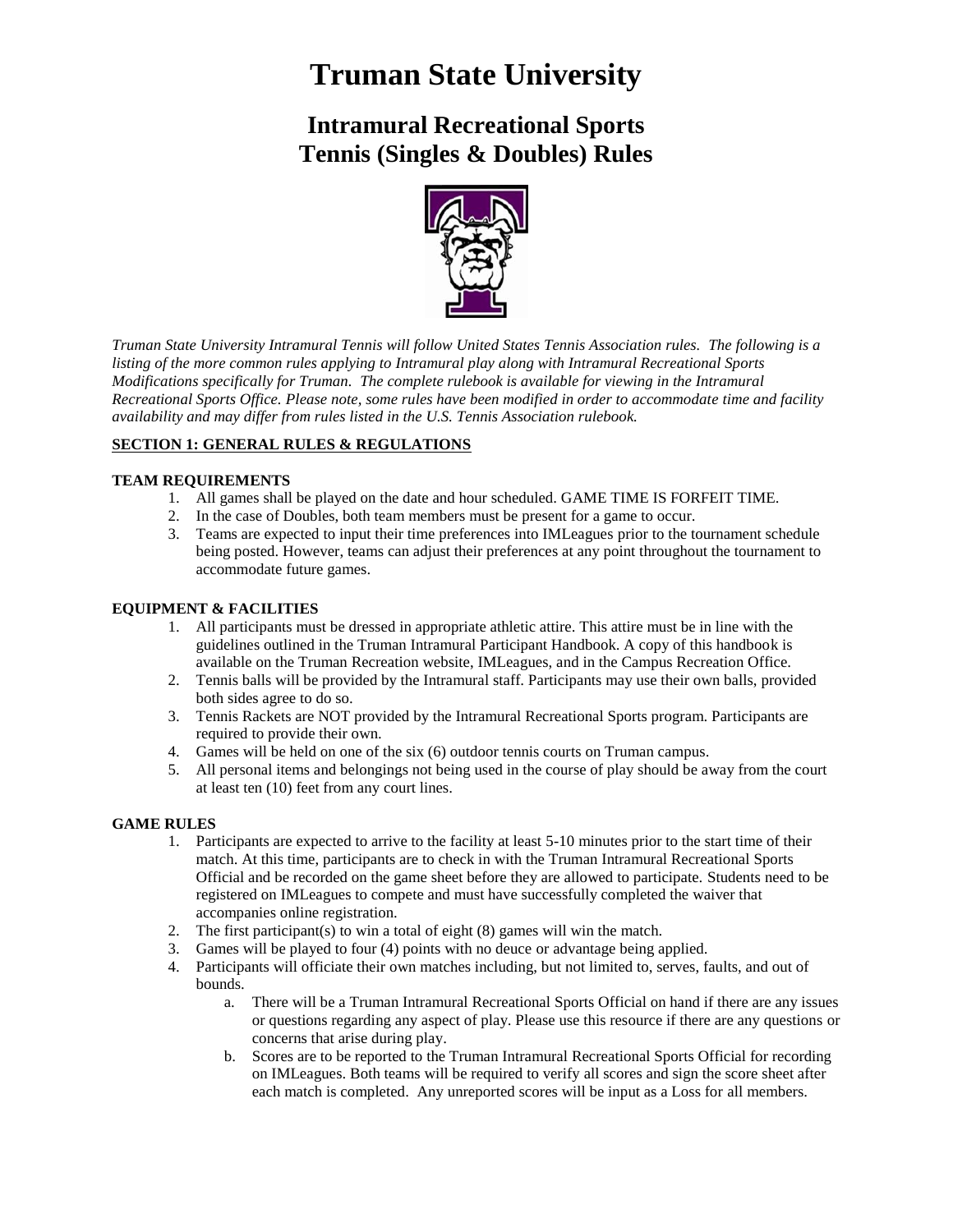# Truman State University

## Intramural Recreational Sports
## Tennis (Singles & Doubles) Rules

*Truman State University Intramural Tennis will follow United States Tennis Association rules. The following is a listing of the more common rules applying to Intramural play along with Intramural Recreational Sports Modifications specifically for Truman. The complete rulebook is available for viewing in the Intramural Recreational Sports Office. Please note, some rules have been modified in order to accommodate time and facility availability and may differ from rules listed in the U.S. Tennis Association rulebook.*

### SECTION 1: GENERAL RULES & REGULATIONS

#### TEAM REQUIREMENTS

1. All games shall be played on the date and hour scheduled. GAME TIME IS FORFEIT TIME.
2. In the case of Doubles, both team members must be present for a game to occur.
3. Teams are expected to input their time preferences into IMLeagues prior to the tournament schedule being posted. However, teams can adjust their preferences at any point throughout the tournament to accommodate future games.

#### EQUIPMENT & FACILITIES

1. All participants must be dressed in appropriate athletic attire. This attire must be in line with the guidelines outlined in the Truman Intramural Participant Handbook. A copy of this handbook is available on the Truman Recreation website, IMLeagues, and in the Campus Recreation Office.
2. Tennis balls will be provided by the Intramural staff. Participants may use their own balls, provided both sides agree to do so.
3. Tennis Rackets are NOT provided by the Intramural Recreational Sports program. Participants are required to provide their own.
4. Games will be held on one of the six (6) outdoor tennis courts on Truman campus.
5. All personal items and belongings not being used in the course of play should be away from the court at least ten (10) feet from any court lines.

#### GAME RULES

1. Participants are expected to arrive to the facility at least 5-10 minutes prior to the start time of their match. At this time, participants are to check in with the Truman Intramural Recreational Sports Official and be recorded on the game sheet before they are allowed to participate. Students need to be registered on IMLeagues to compete and must have successfully completed the waiver that accompanies online registration.
2. The first participant(s) to win a total of eight (8) games will win the match.
3. Games will be played to four (4) points with no deuce or advantage being applied.
4. Participants will officiate their own matches including, but not limited to, serves, faults, and out of bounds.
    a. There will be a Truman Intramural Recreational Sports Official on hand if there are any issues or questions regarding any aspect of play. Please use this resource if there are any questions or concerns that arise during play.
    b. Scores are to be reported to the Truman Intramural Recreational Sports Official for recording on IMLeagues. Both teams will be required to verify all scores and sign the score sheet after each match is completed. Any unreported scores will be input as a Loss for all members.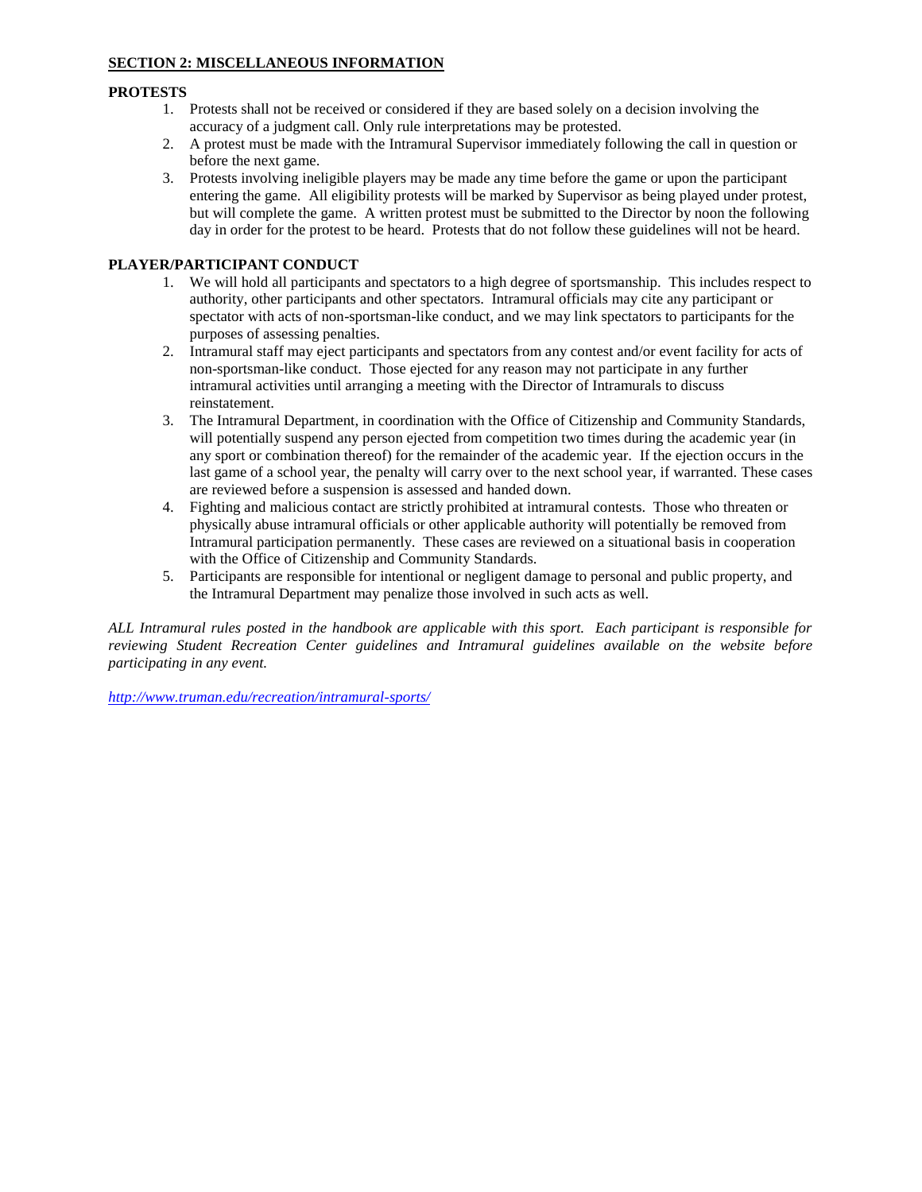## SECTION 2: MISCELLANEOUS INFORMATION

### PROTESTS

1. Protests shall not be received or considered if they are based solely on a decision involving the accuracy of a judgment call. Only rule interpretations may be protested.
2. A protest must be made with the Intramural Supervisor immediately following the call in question or before the next game.
3. Protests involving ineligible players may be made any time before the game or upon the participant entering the game. All eligibility protests will be marked by Supervisor as being played under protest, but will complete the game. A written protest must be submitted to the Director by noon the following day in order for the protest to be heard. Protests that do not follow these guidelines will not be heard.

### PLAYER/PARTICIPANT CONDUCT

1. We will hold all participants and spectators to a high degree of sportsmanship. This includes respect to authority, other participants and other spectators. Intramural officials may cite any participant or spectator with acts of non-sportsman-like conduct, and we may link spectators to participants for the purposes of assessing penalties.
2. Intramural staff may eject participants and spectators from any contest and/or event facility for acts of non-sportsman-like conduct. Those ejected for any reason may not participate in any further intramural activities until arranging a meeting with the Director of Intramurals to discuss reinstatement.
3. The Intramural Department, in coordination with the Office of Citizenship and Community Standards, will potentially suspend any person ejected from competition two times during the academic year (in any sport or combination thereof) for the remainder of the academic year. If the ejection occurs in the last game of a school year, the penalty will carry over to the next school year, if warranted. These cases are reviewed before a suspension is assessed and handed down.
4. Fighting and malicious contact are strictly prohibited at intramural contests. Those who threaten or physically abuse intramural officials or other applicable authority will potentially be removed from Intramural participation permanently. These cases are reviewed on a situational basis in cooperation with the Office of Citizenship and Community Standards.
5. Participants are responsible for intentional or negligent damage to personal and public property, and the Intramural Department may penalize those involved in such acts as well.

*ALL Intramural rules posted in the handbook are applicable with this sport. Each participant is responsible for reviewing Student Recreation Center guidelines and Intramural guidelines available on the website before participating in any event.*

*http://www.truman.edu/recreation/intramural-sports/*